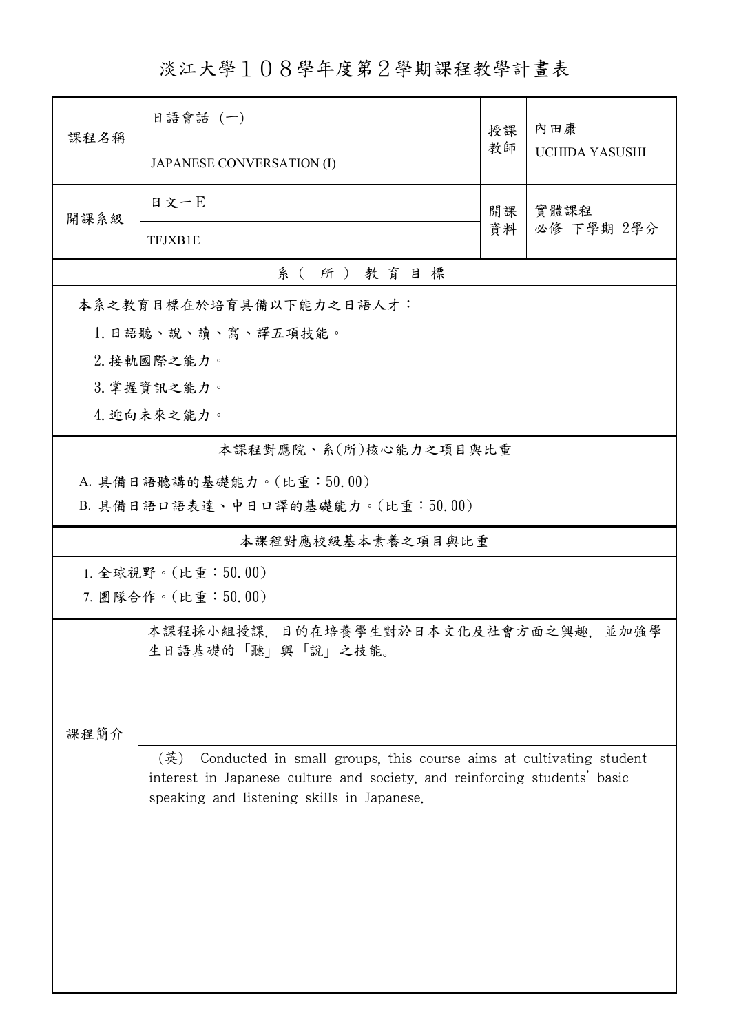# 淡江大學１０８學年度第２學期課程教學計畫表

| 課程名稱 | 日語會話 (一) | 授課教師 | 內田康 |
|---|---|---|---|
| | JAPANESE CONVERSATION (I) | | UCHIDA YASUSHI |
| 開課系級 | 日文一E | 開課資料 | 實體課程<br>必修 下學期 2學分 |
| | TFJXB1E | | |

## 系（所）教育目標

本系之教育目標在於培育具備以下能力之日語人才：

1. 日語聽、說、讀、寫、譯五項技能。
2. 接軌國際之能力。
3. 掌握資訊之能力。
4. 迎向未來之能力。

## 本課程對應院、系(所)核心能力之項目與比重

A. 具備日語聽講的基礎能力。(比重：50.00)

B. 具備日語口語表達、中日口譯的基礎能力。(比重：50.00)

## 本課程對應校級基本素養之項目與比重

1. 全球視野。(比重：50.00)

7. 團隊合作。(比重：50.00)

## 課程簡介

本課程採小組授課，目的在培養學生對於日本文化及社會方面之興趣，並加強學生日語基礎的「聽」與「說」之技能。

(英) Conducted in small groups, this course aims at cultivating student interest in Japanese culture and society, and reinforcing students' basic speaking and listening skills in Japanese.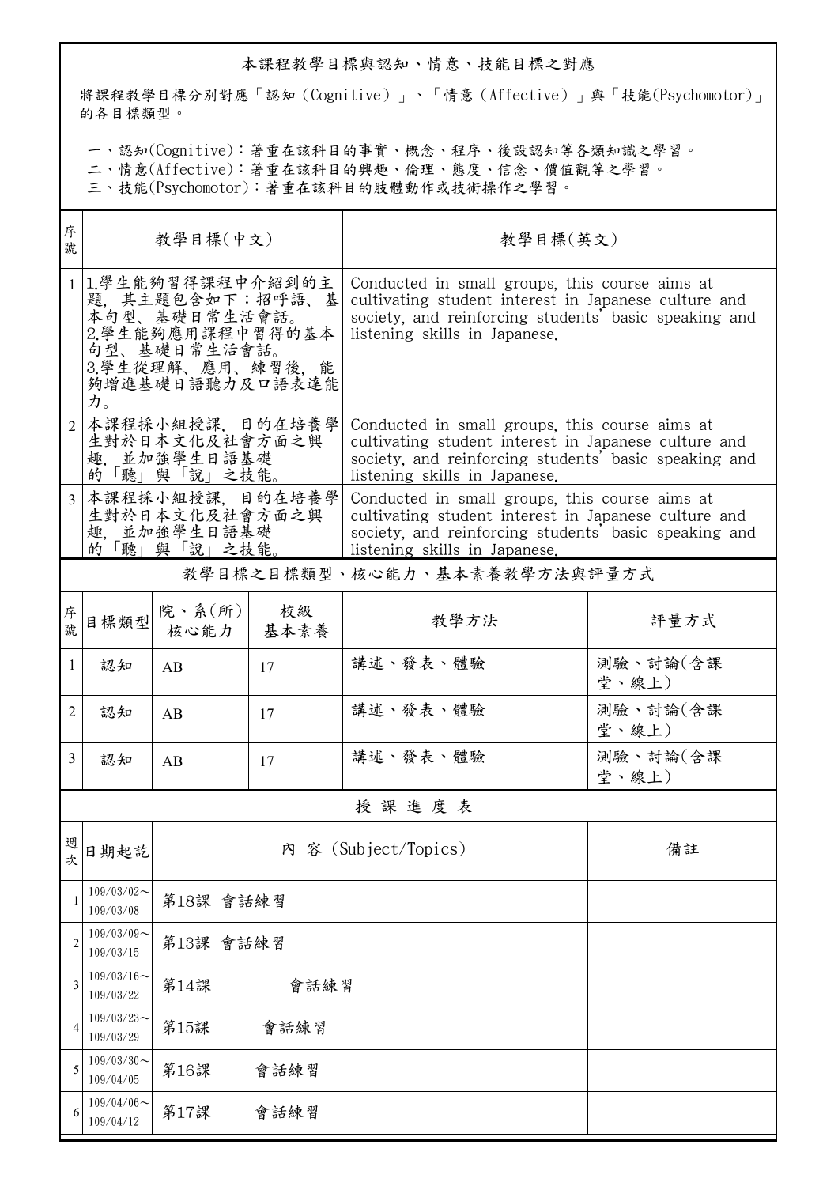## 本課程教學目標與認知、情意、技能目標之對應

將課程教學目標分別對應「認知（Cognitive）」、「情意（Affective）」與「技能(Psychomotor)」的各目標類型。

一、認知(Cognitive)：著重在該科目的事實、概念、程序、後設認知等各類知識之學習。
二、情意(Affective)：著重在該科目的興趣、倫理、態度、信念、價值觀等之學習。
三、技能(Psychomotor)：著重在該科目的肢體動作或技術操作之學習。

| 序號 | 教學目標(中文) | 教學目標(英文) |
|---|---|---|
| 1 | 1.學生能夠習得課程中介紹到的主題，其主題包含如下：招呼語、基本句型、基礎日常生活會話。<br>2.學生能夠應用課程中習得的基本句型、基礎日常生活會話。<br>3.學生從理解、應用、練習後，能夠增進基礎日語聽力及口語表達能力。 | Conducted in small groups, this course aims at cultivating student interest in Japanese culture and society, and reinforcing students' basic speaking and listening skills in Japanese. |
| 2 | 本課程採小組授課，目的在培養學生對於日本文化及社會方面之興趣，並加強學生日語基礎的「聽」與「說」之技能。 | Conducted in small groups, this course aims at cultivating student interest in Japanese culture and society, and reinforcing students' basic speaking and listening skills in Japanese. |
| 3 | 本課程採小組授課，目的在培養學生對於日本文化及社會方面之興趣，並加強學生日語基礎的「聽」與「說」之技能。 | Conducted in small groups, this course aims at cultivating student interest in Japanese culture and society, and reinforcing students' basic speaking and listening skills in Japanese. |

## 教學目標之目標類型、核心能力、基本素養教學方法與評量方式

| 序號 | 目標類型 | 院、系(所)核心能力 | 校級基本素養 | 教學方法 | 評量方式 |
|---|---|---|---|---|---|
| 1 | 認知 | AB | 17 | 講述、發表、體驗 | 測驗、討論(含課堂、線上) |
| 2 | 認知 | AB | 17 | 講述、發表、體驗 | 測驗、討論(含課堂、線上) |
| 3 | 認知 | AB | 17 | 講述、發表、體驗 | 測驗、討論(含課堂、線上) |

## 授課進度表

| 週次 | 日期起訖 | 內 容 (Subject/Topics) | 備註 |
|---|---|---|---|
| 1 | 109/03/02～109/03/08 | 第18課 會話練習 | |
| 2 | 109/03/09～109/03/15 | 第13課 會話練習 | |
| 3 | 109/03/16～109/03/22 | 第14課　　會話練習 | |
| 4 | 109/03/23～109/03/29 | 第15課　　會話練習 | |
| 5 | 109/03/30～109/04/05 | 第16課　　會話練習 | |
| 6 | 109/04/06～109/04/12 | 第17課　　會話練習 | |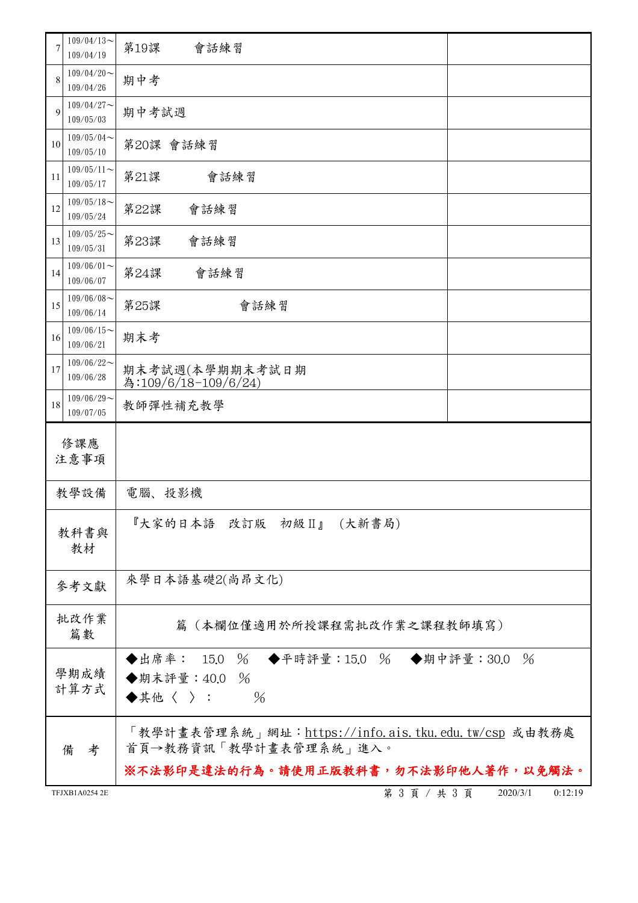| | | | |
|---|---|---|---|
| 7 | 109/04/13～<br>109/04/19 | 第19課　　會話練習 | |
| 8 | 109/04/20～<br>109/04/26 | 期中考 | |
| 9 | 109/04/27～<br>109/05/03 | 期中考試週 | |
| 10 | 109/05/04～<br>109/05/10 | 第20課 會話練習 | |
| 11 | 109/05/11～<br>109/05/17 | 第21課　　　會話練習 | |
| 12 | 109/05/18～<br>109/05/24 | 第22課　　會話練習 | |
| 13 | 109/05/25～<br>109/05/31 | 第23課　　會話練習 | |
| 14 | 109/06/01～<br>109/06/07 | 第24課　　會話練習 | |
| 15 | 109/06/08～<br>109/06/14 | 第25課　　　　　會話練習 | |
| 16 | 109/06/15～<br>109/06/21 | 期末考 | |
| 17 | 109/06/22～<br>109/06/28 | 期末考試週(本學期期末考試日期為:109/6/18-109/6/24) | |
| 18 | 109/06/29～<br>109/07/05 | 教師彈性補充教學 | |

| | |
|---|---|
| 修課應注意事項 | |
| 教學設備 | 電腦、投影機 |
| 教科書與教材 | 『大家的日本語　改訂版　初級Ⅱ』　(大新書局) |
| 參考文獻 | 來學日本語基礎2(尚昂文化) |
| 批改作業篇數 | 篇（本欄位僅適用於所授課程需批改作業之課程教師填寫） |
| 學期成績計算方式 | ◆出席率：　15.0　%　　◆平時評量：15.0　%　　◆期中評量：30.0　%<br>◆期末評量：40.0　%<br>◆其他〈 〉：　　　% |
| 備　考 | 「教學計畫表管理系統」網址：https://info.ais.tku.edu.tw/csp 或由教務處首頁→教務資訊「教學計畫表管理系統」進入。<br>**※不法影印是違法的行為。請使用正版教科書，勿不法影印他人著作，以免觸法。** |

TFJXB1A0254 2E　　　　2020/3/1　0:12:19